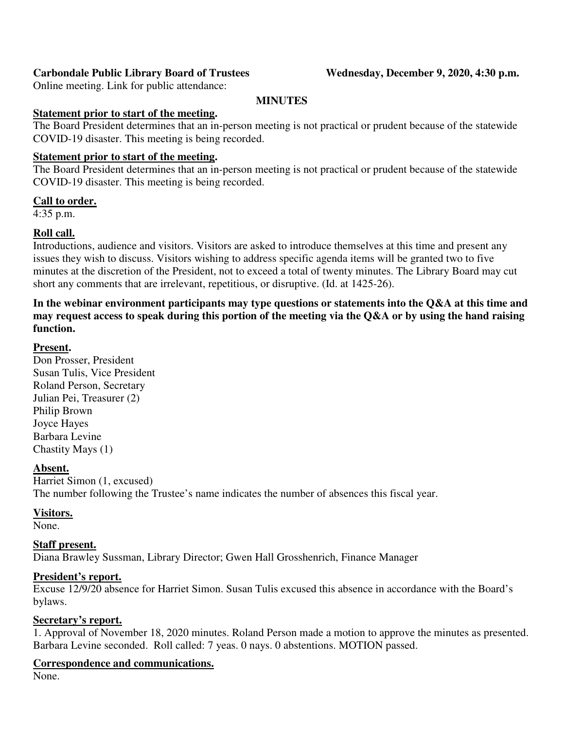**Carbondale Public Library Board of Trustees** **Wednesday, December 9, 2020, 4:30 p.m.**

Online meeting. Link for public attendance:

**MINUTES**

**Statement prior to start of the meeting.**

The Board President determines that an in-person meeting is not practical or prudent because of the statewide COVID-19 disaster. This meeting is being recorded.

**Statement prior to start of the meeting.**

The Board President determines that an in-person meeting is not practical or prudent because of the statewide COVID-19 disaster. This meeting is being recorded.

**Call to order.**

4:35 p.m.

**Roll call.**

Introductions, audience and visitors. Visitors are asked to introduce themselves at this time and present any issues they wish to discuss. Visitors wishing to address specific agenda items will be granted two to five minutes at the discretion of the President, not to exceed a total of twenty minutes. The Library Board may cut short any comments that are irrelevant, repetitious, or disruptive. (Id. at 1425-26).

**In the webinar environment participants may type questions or statements into the Q&A at this time and may request access to speak during this portion of the meeting via the Q&A or by using the hand raising function.**

**Present.**

Don Prosser, President
Susan Tulis, Vice President
Roland Person, Secretary
Julian Pei, Treasurer (2)
Philip Brown
Joyce Hayes
Barbara Levine
Chastity Mays (1)

**Absent.**

Harriet Simon (1, excused)
The number following the Trustee's name indicates the number of absences this fiscal year.

**Visitors.**

None.

**Staff present.**

Diana Brawley Sussman, Library Director; Gwen Hall Grosshenrich, Finance Manager

**President's report.**

Excuse 12/9/20 absence for Harriet Simon. Susan Tulis excused this absence in accordance with the Board's bylaws.

**Secretary's report.**

1. Approval of November 18, 2020 minutes. Roland Person made a motion to approve the minutes as presented. Barbara Levine seconded. Roll called: 7 yeas. 0 nays. 0 abstentions. MOTION passed.

**Correspondence and communications.**

None.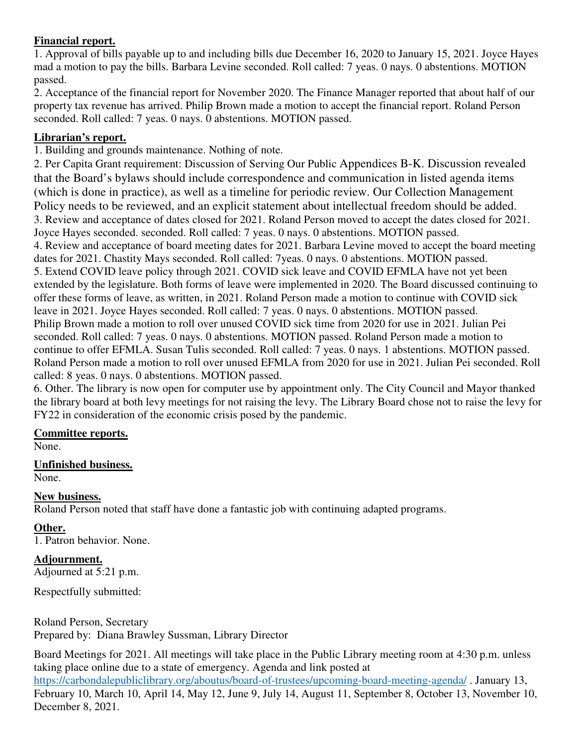**Financial report.**

1. Approval of bills payable up to and including bills due December 16, 2020 to January 15, 2021. Joyce Hayes mad a motion to pay the bills. Barbara Levine seconded. Roll called: 7 yeas. 0 nays. 0 abstentions. MOTION passed.
2. Acceptance of the financial report for November 2020. The Finance Manager reported that about half of our property tax revenue has arrived. Philip Brown made a motion to accept the financial report. Roland Person seconded. Roll called: 7 yeas. 0 nays. 0 abstentions. MOTION passed.

**Librarian's report.**

1. Building and grounds maintenance. Nothing of note.
2. Per Capita Grant requirement: Discussion of Serving Our Public Appendices B-K. Discussion revealed that the Board's bylaws should include correspondence and communication in listed agenda items (which is done in practice), as well as a timeline for periodic review. Our Collection Management Policy needs to be reviewed, and an explicit statement about intellectual freedom should be added.
3. Review and acceptance of dates closed for 2021. Roland Person moved to accept the dates closed for 2021. Joyce Hayes seconded. seconded. Roll called: 7 yeas. 0 nays. 0 abstentions. MOTION passed.
4. Review and acceptance of board meeting dates for 2021. Barbara Levine moved to accept the board meeting dates for 2021. Chastity Mays seconded. Roll called: 7yeas. 0 nays. 0 abstentions. MOTION passed.
5. Extend COVID leave policy through 2021. COVID sick leave and COVID EFMLA have not yet been extended by the legislature. Both forms of leave were implemented in 2020. The Board discussed continuing to offer these forms of leave, as written, in 2021. Roland Person made a motion to continue with COVID sick leave in 2021. Joyce Hayes seconded. Roll called: 7 yeas. 0 nays. 0 abstentions. MOTION passed. Philip Brown made a motion to roll over unused COVID sick time from 2020 for use in 2021. Julian Pei seconded. Roll called: 7 yeas. 0 nays. 0 abstentions. MOTION passed. Roland Person made a motion to continue to offer EFMLA. Susan Tulis seconded. Roll called: 7 yeas. 0 nays. 1 abstentions. MOTION passed. Roland Person made a motion to roll over unused EFMLA from 2020 for use in 2021. Julian Pei seconded. Roll called: 8 yeas. 0 nays. 0 abstentions. MOTION passed.
6. Other. The library is now open for computer use by appointment only. The City Council and Mayor thanked the library board at both levy meetings for not raising the levy. The Library Board chose not to raise the levy for FY22 in consideration of the economic crisis posed by the pandemic.

**Committee reports.**

None.

**Unfinished business.**

None.

**New business.**

Roland Person noted that staff have done a fantastic job with continuing adapted programs.

**Other.**

1. Patron behavior. None.

**Adjournment.**

Adjourned at 5:21 p.m.

Respectfully submitted:

Roland Person, Secretary
Prepared by: Diana Brawley Sussman, Library Director

Board Meetings for 2021. All meetings will take place in the Public Library meeting room at 4:30 p.m. unless taking place online due to a state of emergency. Agenda and link posted at https://carbondalepubliclibrary.org/aboutus/board-of-trustees/upcoming-board-meeting-agenda/ . January 13, February 10, March 10, April 14, May 12, June 9, July 14, August 11, September 8, October 13, November 10, December 8, 2021.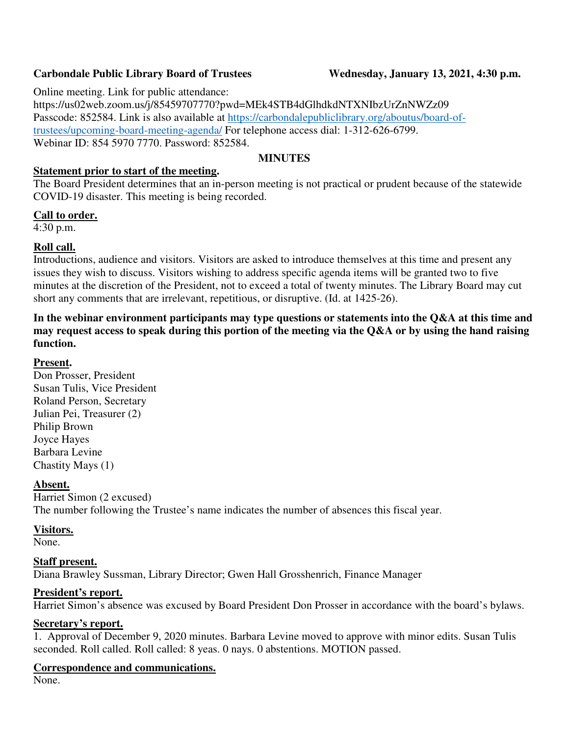**Carbondale Public Library Board of Trustees** **Wednesday, January 13, 2021, 4:30 p.m.**

Online meeting. Link for public attendance:
https://us02web.zoom.us/j/85459707770?pwd=MEk4STB4dGlhdkdNTXNIbzUrZnNWZz09
Passcode: 852584. Link is also available at [https://carbondalepubliclibrary.org/aboutus/board-of-trustees/upcoming-board-meeting-agenda/](https://carbondalepubliclibrary.org/aboutus/board-of-trustees/upcoming-board-meeting-agenda/) For telephone access dial: 1-312-626-6799.
Webinar ID: 854 5970 7770. Password: 852584.

**MINUTES**

**Statement prior to start of the meeting.**
The Board President determines that an in-person meeting is not practical or prudent because of the statewide COVID-19 disaster. This meeting is being recorded.

**Call to order.**
4:30 p.m.

**Roll call.**
Introductions, audience and visitors. Visitors are asked to introduce themselves at this time and present any issues they wish to discuss. Visitors wishing to address specific agenda items will be granted two to five minutes at the discretion of the President, not to exceed a total of twenty minutes. The Library Board may cut short any comments that are irrelevant, repetitious, or disruptive. (Id. at 1425-26).

**In the webinar environment participants may type questions or statements into the Q&A at this time and may request access to speak during this portion of the meeting via the Q&A or by using the hand raising function.**

**Present.**
Don Prosser, President
Susan Tulis, Vice President
Roland Person, Secretary
Julian Pei, Treasurer (2)
Philip Brown
Joyce Hayes
Barbara Levine
Chastity Mays (1)

**Absent.**
Harriet Simon (2 excused)
The number following the Trustee's name indicates the number of absences this fiscal year.

**Visitors.**
None.

**Staff present.**
Diana Brawley Sussman, Library Director; Gwen Hall Grosshenrich, Finance Manager

**President's report.**
Harriet Simon's absence was excused by Board President Don Prosser in accordance with the board's bylaws.

**Secretary's report.**
1. Approval of December 9, 2020 minutes. Barbara Levine moved to approve with minor edits. Susan Tulis seconded. Roll called. Roll called: 8 yeas. 0 nays. 0 abstentions. MOTION passed.

**Correspondence and communications.**
None.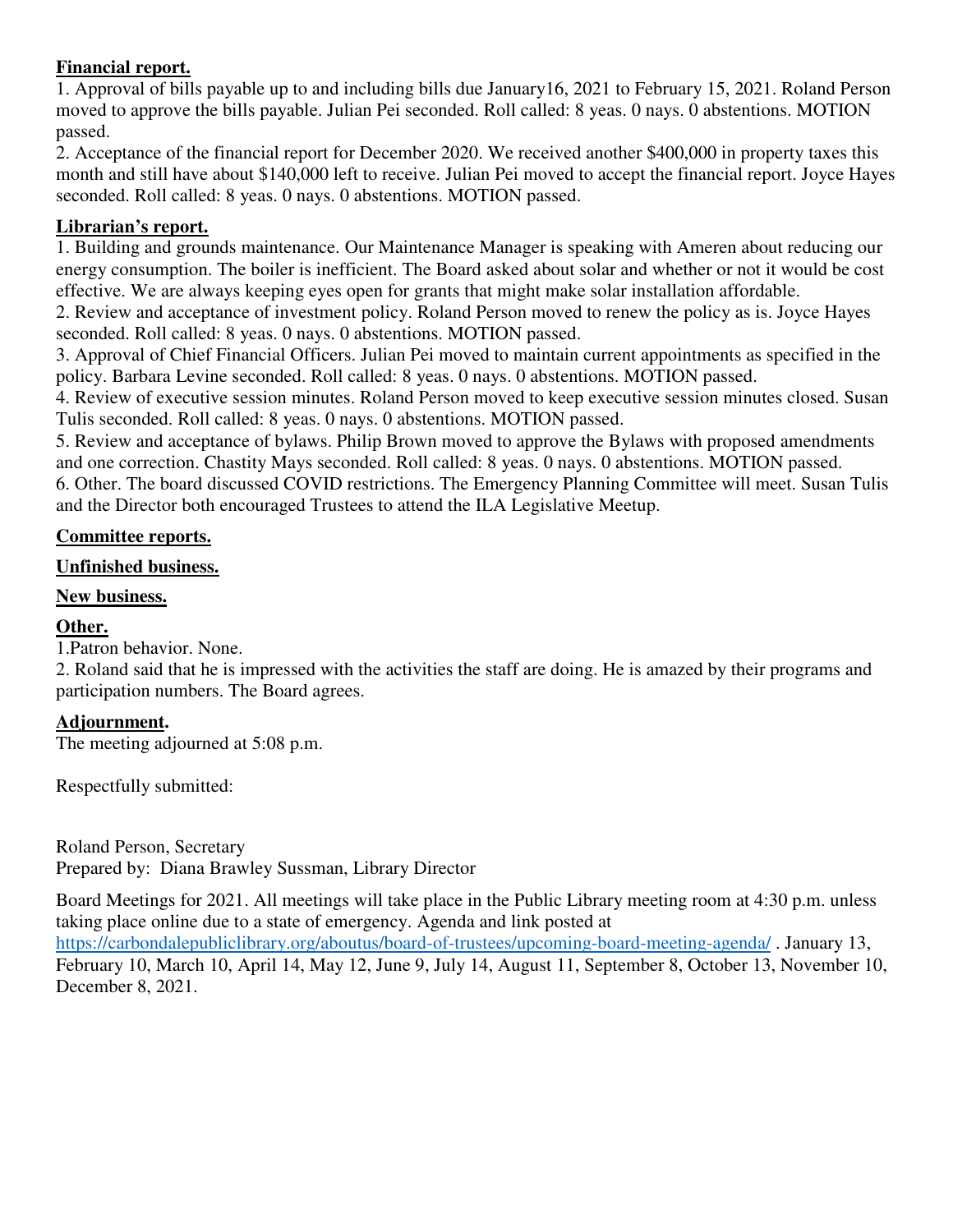**Financial report.**

1. Approval of bills payable up to and including bills due January16, 2021 to February 15, 2021. Roland Person moved to approve the bills payable. Julian Pei seconded. Roll called: 8 yeas. 0 nays. 0 abstentions. MOTION passed.
2. Acceptance of the financial report for December 2020. We received another $400,000 in property taxes this month and still have about $140,000 left to receive. Julian Pei moved to accept the financial report. Joyce Hayes seconded. Roll called: 8 yeas. 0 nays. 0 abstentions. MOTION passed.

**Librarian's report.**

1. Building and grounds maintenance. Our Maintenance Manager is speaking with Ameren about reducing our energy consumption. The boiler is inefficient. The Board asked about solar and whether or not it would be cost effective. We are always keeping eyes open for grants that might make solar installation affordable.
2. Review and acceptance of investment policy. Roland Person moved to renew the policy as is. Joyce Hayes seconded. Roll called: 8 yeas. 0 nays. 0 abstentions. MOTION passed.
3. Approval of Chief Financial Officers. Julian Pei moved to maintain current appointments as specified in the policy. Barbara Levine seconded. Roll called: 8 yeas. 0 nays. 0 abstentions. MOTION passed.
4. Review of executive session minutes. Roland Person moved to keep executive session minutes closed. Susan Tulis seconded. Roll called: 8 yeas. 0 nays. 0 abstentions. MOTION passed.
5. Review and acceptance of bylaws. Philip Brown moved to approve the Bylaws with proposed amendments and one correction. Chastity Mays seconded. Roll called: 8 yeas. 0 nays. 0 abstentions. MOTION passed.
6. Other. The board discussed COVID restrictions. The Emergency Planning Committee will meet. Susan Tulis and the Director both encouraged Trustees to attend the ILA Legislative Meetup.

**Committee reports.**

**Unfinished business.**

**New business.**

**Other.**

1. Patron behavior. None.
2. Roland said that he is impressed with the activities the staff are doing. He is amazed by their programs and participation numbers. The Board agrees.

**Adjournment.**

The meeting adjourned at 5:08 p.m.

Respectfully submitted:

Roland Person, Secretary
Prepared by: Diana Brawley Sussman, Library Director

Board Meetings for 2021. All meetings will take place in the Public Library meeting room at 4:30 p.m. unless taking place online due to a state of emergency. Agenda and link posted at https://carbondalepubliclibrary.org/aboutus/board-of-trustees/upcoming-board-meeting-agenda/ . January 13, February 10, March 10, April 14, May 12, June 9, July 14, August 11, September 8, October 13, November 10, December 8, 2021.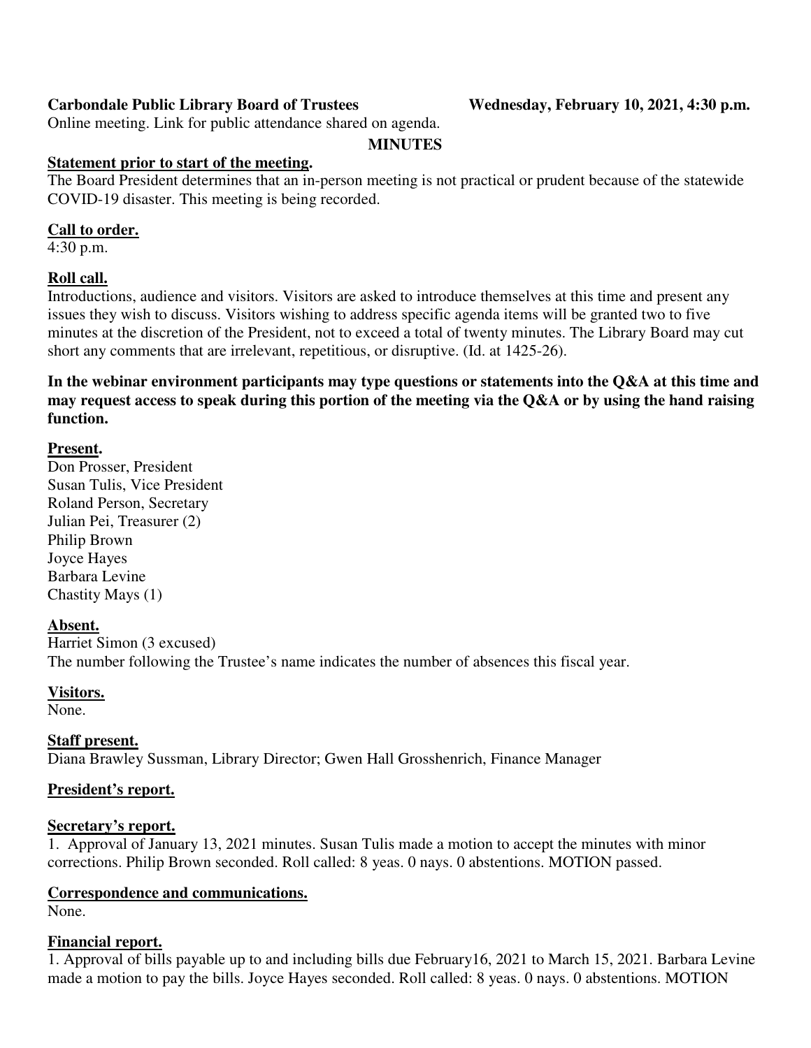**Carbondale Public Library Board of Trustees** **Wednesday, February 10, 2021, 4:30 p.m.**

Online meeting. Link for public attendance shared on agenda.

**MINUTES**

**Statement prior to start of the meeting.**

The Board President determines that an in-person meeting is not practical or prudent because of the statewide COVID-19 disaster. This meeting is being recorded.

**Call to order.**

4:30 p.m.

**Roll call.**

Introductions, audience and visitors. Visitors are asked to introduce themselves at this time and present any issues they wish to discuss. Visitors wishing to address specific agenda items will be granted two to five minutes at the discretion of the President, not to exceed a total of twenty minutes. The Library Board may cut short any comments that are irrelevant, repetitious, or disruptive. (Id. at 1425-26).

**In the webinar environment participants may type questions or statements into the Q&A at this time and may request access to speak during this portion of the meeting via the Q&A or by using the hand raising function.**

**Present.**

Don Prosser, President
Susan Tulis, Vice President
Roland Person, Secretary
Julian Pei, Treasurer (2)
Philip Brown
Joyce Hayes
Barbara Levine
Chastity Mays (1)

**Absent.**

Harriet Simon (3 excused)
The number following the Trustee's name indicates the number of absences this fiscal year.

**Visitors.**

None.

**Staff present.**

Diana Brawley Sussman, Library Director; Gwen Hall Grosshenrich, Finance Manager

**President's report.**

**Secretary's report.**

1. Approval of January 13, 2021 minutes. Susan Tulis made a motion to accept the minutes with minor corrections. Philip Brown seconded. Roll called: 8 yeas. 0 nays. 0 abstentions. MOTION passed.

**Correspondence and communications.**

None.

**Financial report.**

1. Approval of bills payable up to and including bills due February16, 2021 to March 15, 2021. Barbara Levine made a motion to pay the bills. Joyce Hayes seconded. Roll called: 8 yeas. 0 nays. 0 abstentions. MOTION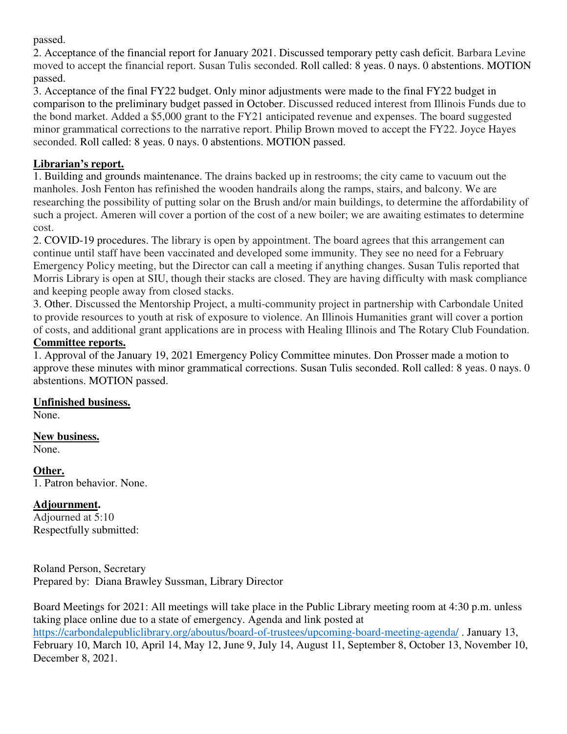passed.

2. Acceptance of the financial report for January 2021. Discussed temporary petty cash deficit. Barbara Levine moved to accept the financial report. Susan Tulis seconded. Roll called: 8 yeas. 0 nays. 0 abstentions. MOTION passed.

3. Acceptance of the final FY22 budget. Only minor adjustments were made to the final FY22 budget in comparison to the preliminary budget passed in October. Discussed reduced interest from Illinois Funds due to the bond market. Added a $5,000 grant to the FY21 anticipated revenue and expenses. The board suggested minor grammatical corrections to the narrative report. Philip Brown moved to accept the FY22. Joyce Hayes seconded. Roll called: 8 yeas. 0 nays. 0 abstentions. MOTION passed.

**Librarian's report.**

1. Building and grounds maintenance. The drains backed up in restrooms; the city came to vacuum out the manholes. Josh Fenton has refinished the wooden handrails along the ramps, stairs, and balcony. We are researching the possibility of putting solar on the Brush and/or main buildings, to determine the affordability of such a project. Ameren will cover a portion of the cost of a new boiler; we are awaiting estimates to determine cost.

2. COVID-19 procedures. The library is open by appointment. The board agrees that this arrangement can continue until staff have been vaccinated and developed some immunity. They see no need for a February Emergency Policy meeting, but the Director can call a meeting if anything changes. Susan Tulis reported that Morris Library is open at SIU, though their stacks are closed. They are having difficulty with mask compliance and keeping people away from closed stacks.

3. Other. Discussed the Mentorship Project, a multi-community project in partnership with Carbondale United to provide resources to youth at risk of exposure to violence. An Illinois Humanities grant will cover a portion of costs, and additional grant applications are in process with Healing Illinois and The Rotary Club Foundation.

**Committee reports.**

1. Approval of the January 19, 2021 Emergency Policy Committee minutes. Don Prosser made a motion to approve these minutes with minor grammatical corrections. Susan Tulis seconded. Roll called: 8 yeas. 0 nays. 0 abstentions. MOTION passed.

**Unfinished business.**

None.

**New business.**

None.

**Other.**

1. Patron behavior. None.

**Adjournment.**

Adjourned at 5:10

Respectfully submitted:

Roland Person, Secretary

Prepared by: Diana Brawley Sussman, Library Director

Board Meetings for 2021: All meetings will take place in the Public Library meeting room at 4:30 p.m. unless taking place online due to a state of emergency. Agenda and link posted at https://carbondalepubliclibrary.org/aboutus/board-of-trustees/upcoming-board-meeting-agenda/ . January 13, February 10, March 10, April 14, May 12, June 9, July 14, August 11, September 8, October 13, November 10, December 8, 2021.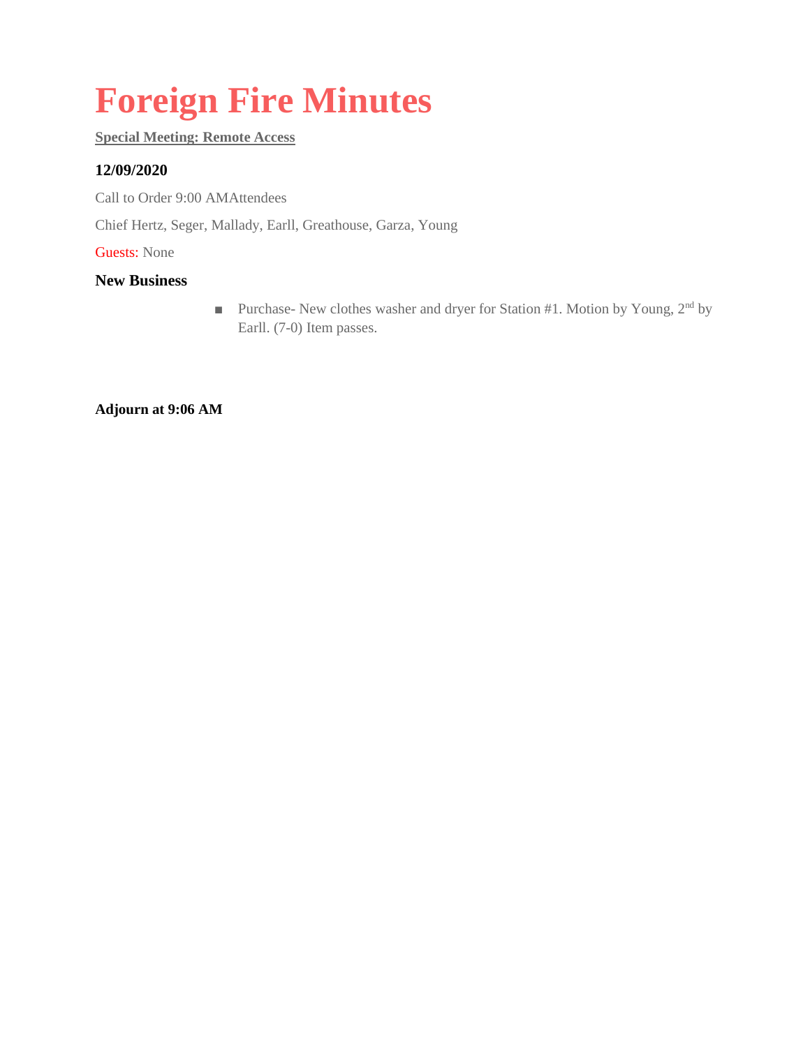# Foreign Fire Minutes

**Special Meeting: Remote Access**

### 12/09/2020

Call to Order 9:00 AMAttendees

Chief Hertz, Seger, Mallady, Earll, Greathouse, Garza, Young

Guests: None

### New Business

- Purchase- New clothes washer and dryer for Station #1. Motion by Young, 2nd by Earll. (7-0) Item passes.

**Adjourn at 9:06 AM**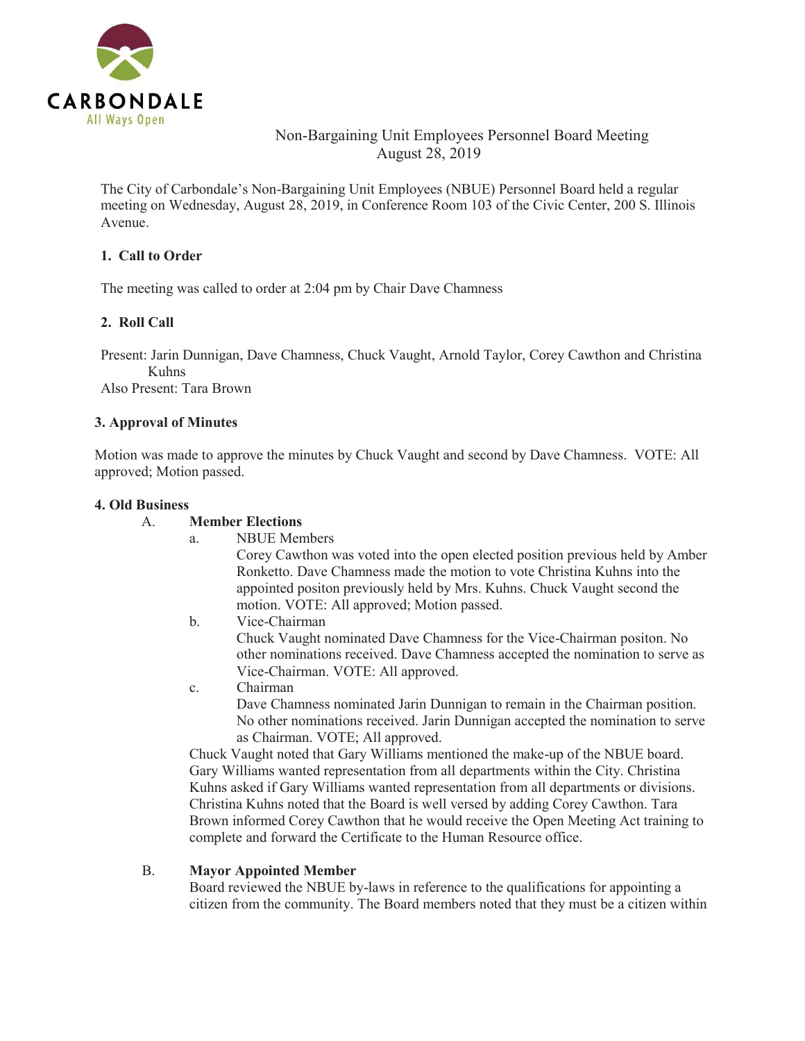CARBONDALE
All Ways Open

Non-Bargaining Unit Employees Personnel Board Meeting
August 28, 2019

The City of Carbondale's Non-Bargaining Unit Employees (NBUE) Personnel Board held a regular meeting on Wednesday, August 28, 2019, in Conference Room 103 of the Civic Center, 200 S. Illinois Avenue.

**1. Call to Order**

The meeting was called to order at 2:04 pm by Chair Dave Chamness

**2. Roll Call**

Present: Jarin Dunnigan, Dave Chamness, Chuck Vaught, Arnold Taylor, Corey Cawthon and Christina Kuhns
Also Present: Tara Brown

**3. Approval of Minutes**

Motion was made to approve the minutes by Chuck Vaught and second by Dave Chamness. VOTE: All approved; Motion passed.

**4. Old Business**

A. **Member Elections**

a. NBUE Members
Corey Cawthon was voted into the open elected position previous held by Amber Ronketto. Dave Chamness made the motion to vote Christina Kuhns into the appointed positon previously held by Mrs. Kuhns. Chuck Vaught second the motion. VOTE: All approved; Motion passed.

b. Vice-Chairman
Chuck Vaught nominated Dave Chamness for the Vice-Chairman positon. No other nominations received. Dave Chamness accepted the nomination to serve as Vice-Chairman. VOTE: All approved.

c. Chairman
Dave Chamness nominated Jarin Dunnigan to remain in the Chairman position. No other nominations received. Jarin Dunnigan accepted the nomination to serve as Chairman. VOTE; All approved.

Chuck Vaught noted that Gary Williams mentioned the make-up of the NBUE board. Gary Williams wanted representation from all departments within the City. Christina Kuhns asked if Gary Williams wanted representation from all departments or divisions. Christina Kuhns noted that the Board is well versed by adding Corey Cawthon. Tara Brown informed Corey Cawthon that he would receive the Open Meeting Act training to complete and forward the Certificate to the Human Resource office.

B. **Mayor Appointed Member**

Board reviewed the NBUE by-laws in reference to the qualifications for appointing a citizen from the community. The Board members noted that they must be a citizen within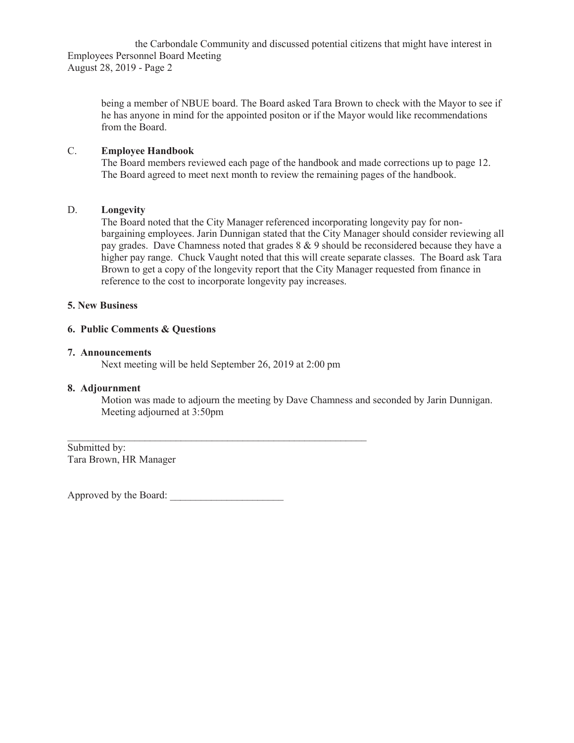the Carbondale Community and discussed potential citizens that might have interest in being a member of NBUE board. The Board asked Tara Brown to check with the Mayor to see if he has anyone in mind for the appointed positon or if the Mayor would like recommendations from the Board.

C. **Employee Handbook**

The Board members reviewed each page of the handbook and made corrections up to page 12. The Board agreed to meet next month to review the remaining pages of the handbook.

D. **Longevity**

The Board noted that the City Manager referenced incorporating longevity pay for non-bargaining employees. Jarin Dunnigan stated that the City Manager should consider reviewing all pay grades. Dave Chamness noted that grades 8 & 9 should be reconsidered because they have a higher pay range. Chuck Vaught noted that this will create separate classes. The Board ask Tara Brown to get a copy of the longevity report that the City Manager requested from finance in reference to the cost to incorporate longevity pay increases.

**5. New Business**

**6. Public Comments & Questions**

**7. Announcements**

Next meeting will be held September 26, 2019 at 2:00 pm

**8. Adjournment**

Motion was made to adjourn the meeting by Dave Chamness and seconded by Jarin Dunnigan. Meeting adjourned at 3:50pm

\_\_\_\_\_\_\_\_\_\_\_\_\_\_\_\_\_\_\_\_\_\_\_\_\_\_\_\_\_\_\_\_\_\_\_\_\_\_\_\_\_\_\_\_\_\_\_\_\_\_\_\_\_\_\_\_

Submitted by:
Tara Brown, HR Manager

Approved by the Board: \_\_\_\_\_\_\_\_\_\_\_\_\_\_\_\_\_\_\_\_\_\_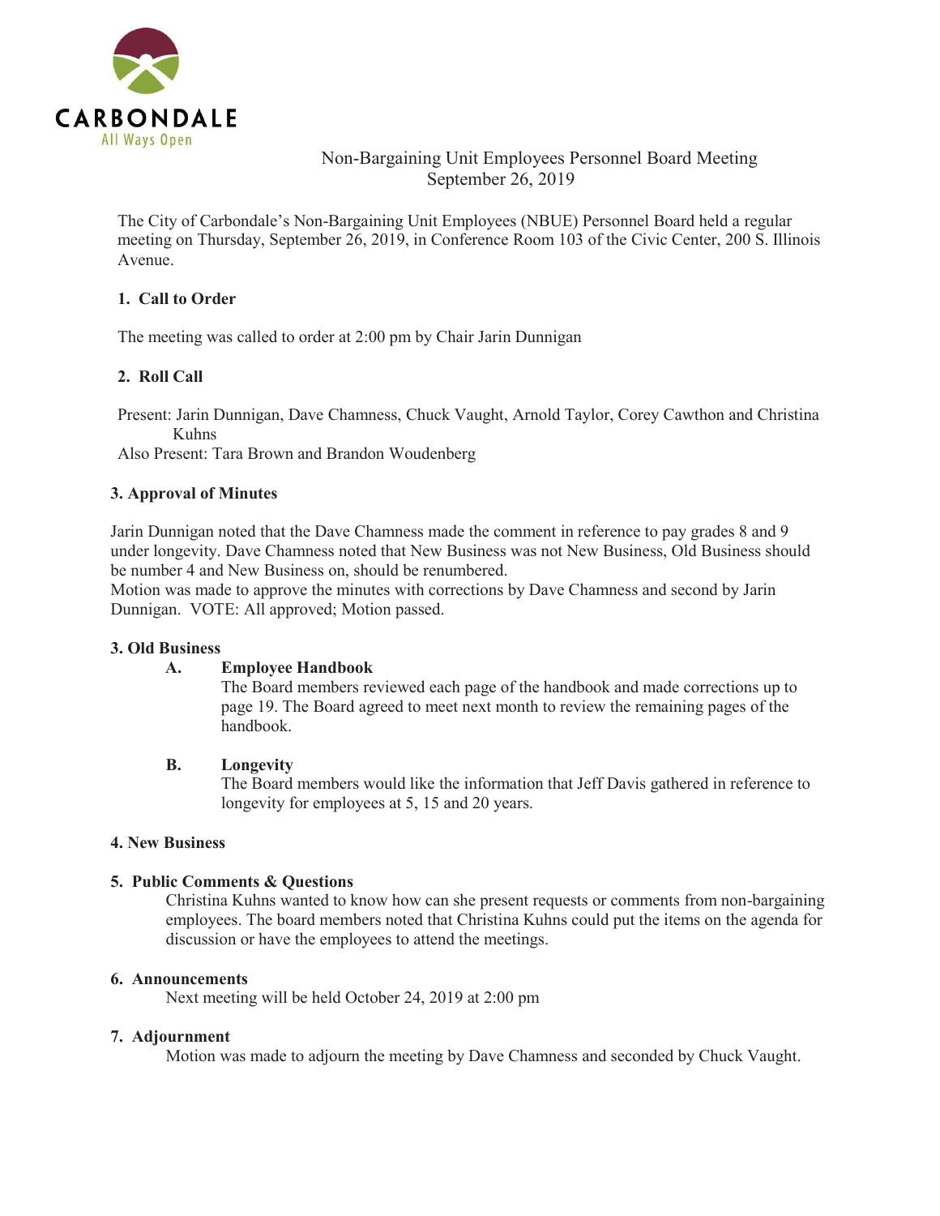CARBONDALE
All Ways Open

Non-Bargaining Unit Employees Personnel Board Meeting
September 26, 2019

The City of Carbondale's Non-Bargaining Unit Employees (NBUE) Personnel Board held a regular meeting on Thursday, September 26, 2019, in Conference Room 103 of the Civic Center, 200 S. Illinois Avenue.

**1. Call to Order**

The meeting was called to order at 2:00 pm by Chair Jarin Dunnigan

**2. Roll Call**

Present: Jarin Dunnigan, Dave Chamness, Chuck Vaught, Arnold Taylor, Corey Cawthon and Christina Kuhns
Also Present: Tara Brown and Brandon Woudenberg

**3. Approval of Minutes**

Jarin Dunnigan noted that the Dave Chamness made the comment in reference to pay grades 8 and 9 under longevity. Dave Chamness noted that New Business was not New Business, Old Business should be number 4 and New Business on, should be renumbered.
Motion was made to approve the minutes with corrections by Dave Chamness and second by Jarin Dunnigan. VOTE: All approved; Motion passed.

**3. Old Business**

**A. Employee Handbook**
The Board members reviewed each page of the handbook and made corrections up to page 19. The Board agreed to meet next month to review the remaining pages of the handbook.

**B. Longevity**
The Board members would like the information that Jeff Davis gathered in reference to longevity for employees at 5, 15 and 20 years.

**4. New Business**

**5. Public Comments & Questions**

Christina Kuhns wanted to know how can she present requests or comments from non-bargaining employees. The board members noted that Christina Kuhns could put the items on the agenda for discussion or have the employees to attend the meetings.

**6. Announcements**

Next meeting will be held October 24, 2019 at 2:00 pm

**7. Adjournment**

Motion was made to adjourn the meeting by Dave Chamness and seconded by Chuck Vaught.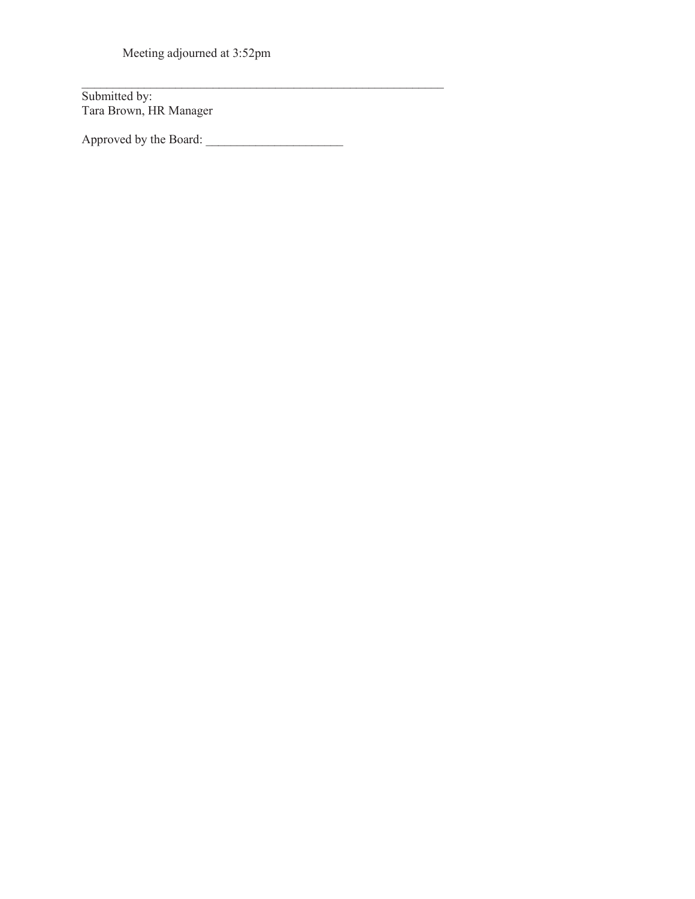Meeting adjourned at 3:52pm

\_\_\_\_\_\_\_\_\_\_\_\_\_\_\_\_\_\_\_\_\_\_\_\_\_\_\_\_\_\_\_\_\_\_\_\_\_\_\_\_\_\_\_\_\_\_\_\_\_\_\_\_\_\_\_\_\_\_\_\_

Submitted by:
Tara Brown, HR Manager

Approved by the Board: \_\_\_\_\_\_\_\_\_\_\_\_\_\_\_\_\_\_\_\_\_\_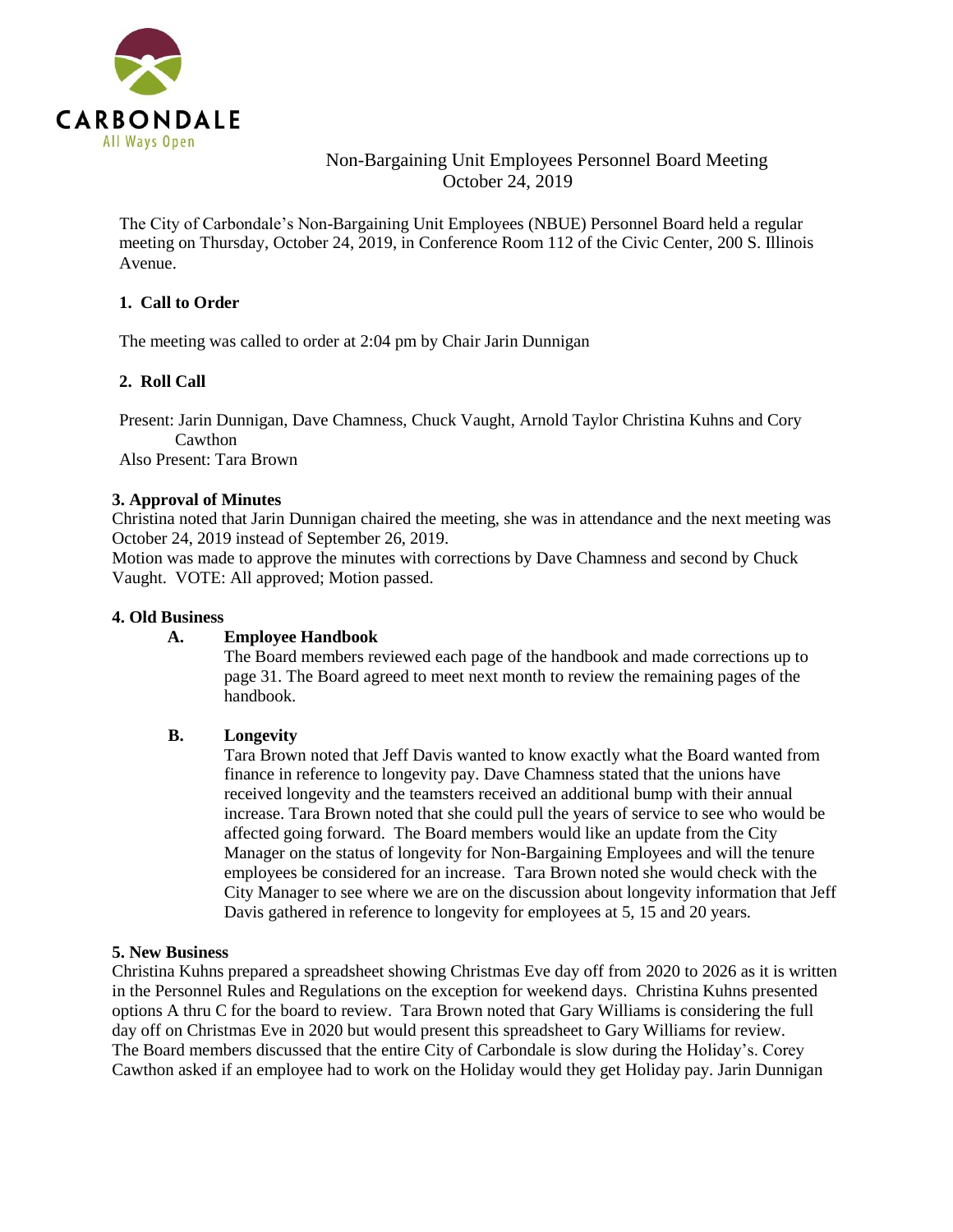CARBONDALE
All Ways Open

Non-Bargaining Unit Employees Personnel Board Meeting
October 24, 2019

The City of Carbondale's Non-Bargaining Unit Employees (NBUE) Personnel Board held a regular meeting on Thursday, October 24, 2019, in Conference Room 112 of the Civic Center, 200 S. Illinois Avenue.

**1. Call to Order**

The meeting was called to order at 2:04 pm by Chair Jarin Dunnigan

**2. Roll Call**

Present: Jarin Dunnigan, Dave Chamness, Chuck Vaught, Arnold Taylor Christina Kuhns and Cory Cawthon
Also Present: Tara Brown

**3. Approval of Minutes**

Christina noted that Jarin Dunnigan chaired the meeting, she was in attendance and the next meeting was October 24, 2019 instead of September 26, 2019.
Motion was made to approve the minutes with corrections by Dave Chamness and second by Chuck Vaught. VOTE: All approved; Motion passed.

**4. Old Business**

**A. Employee Handbook**

The Board members reviewed each page of the handbook and made corrections up to page 31. The Board agreed to meet next month to review the remaining pages of the handbook.

**B. Longevity**

Tara Brown noted that Jeff Davis wanted to know exactly what the Board wanted from finance in reference to longevity pay. Dave Chamness stated that the unions have received longevity and the teamsters received an additional bump with their annual increase. Tara Brown noted that she could pull the years of service to see who would be affected going forward. The Board members would like an update from the City Manager on the status of longevity for Non-Bargaining Employees and will the tenure employees be considered for an increase. Tara Brown noted she would check with the City Manager to see where we are on the discussion about longevity information that Jeff Davis gathered in reference to longevity for employees at 5, 15 and 20 years.

**5. New Business**

Christina Kuhns prepared a spreadsheet showing Christmas Eve day off from 2020 to 2026 as it is written in the Personnel Rules and Regulations on the exception for weekend days. Christina Kuhns presented options A thru C for the board to review. Tara Brown noted that Gary Williams is considering the full day off on Christmas Eve in 2020 but would present this spreadsheet to Gary Williams for review.
The Board members discussed that the entire City of Carbondale is slow during the Holiday's. Corey Cawthon asked if an employee had to work on the Holiday would they get Holiday pay. Jarin Dunnigan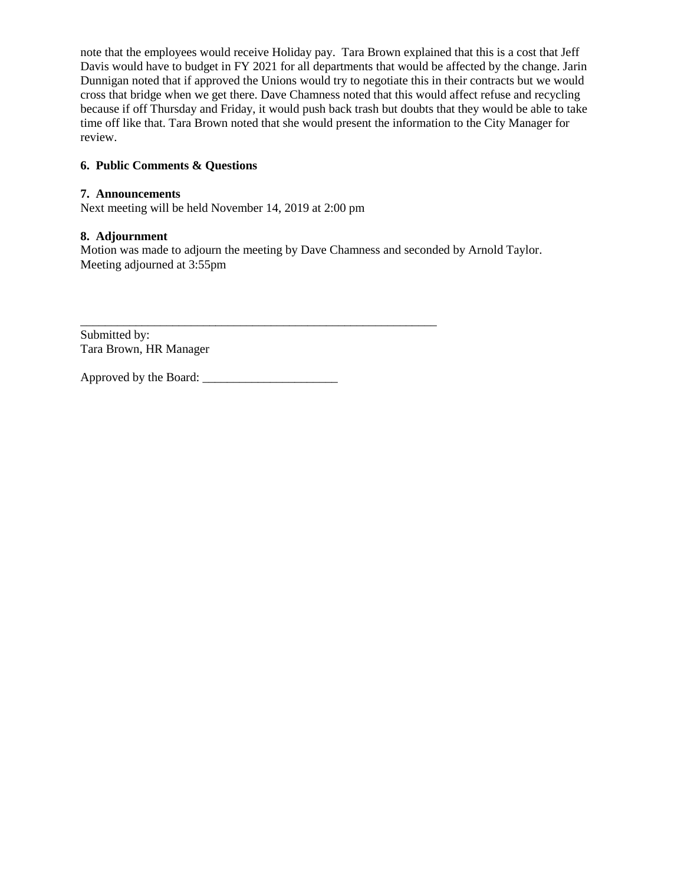note that the employees would receive Holiday pay. Tara Brown explained that this is a cost that Jeff Davis would have to budget in FY 2021 for all departments that would be affected by the change. Jarin Dunnigan noted that if approved the Unions would try to negotiate this in their contracts but we would cross that bridge when we get there. Dave Chamness noted that this would affect refuse and recycling because if off Thursday and Friday, it would push back trash but doubts that they would be able to take time off like that. Tara Brown noted that she would present the information to the City Manager for review.

**6. Public Comments & Questions**

**7. Announcements**

Next meeting will be held November 14, 2019 at 2:00 pm

**8. Adjournment**

Motion was made to adjourn the meeting by Dave Chamness and seconded by Arnold Taylor. Meeting adjourned at 3:55pm

______________________________________________________________

Submitted by:
Tara Brown, HR Manager

Approved by the Board: ______________________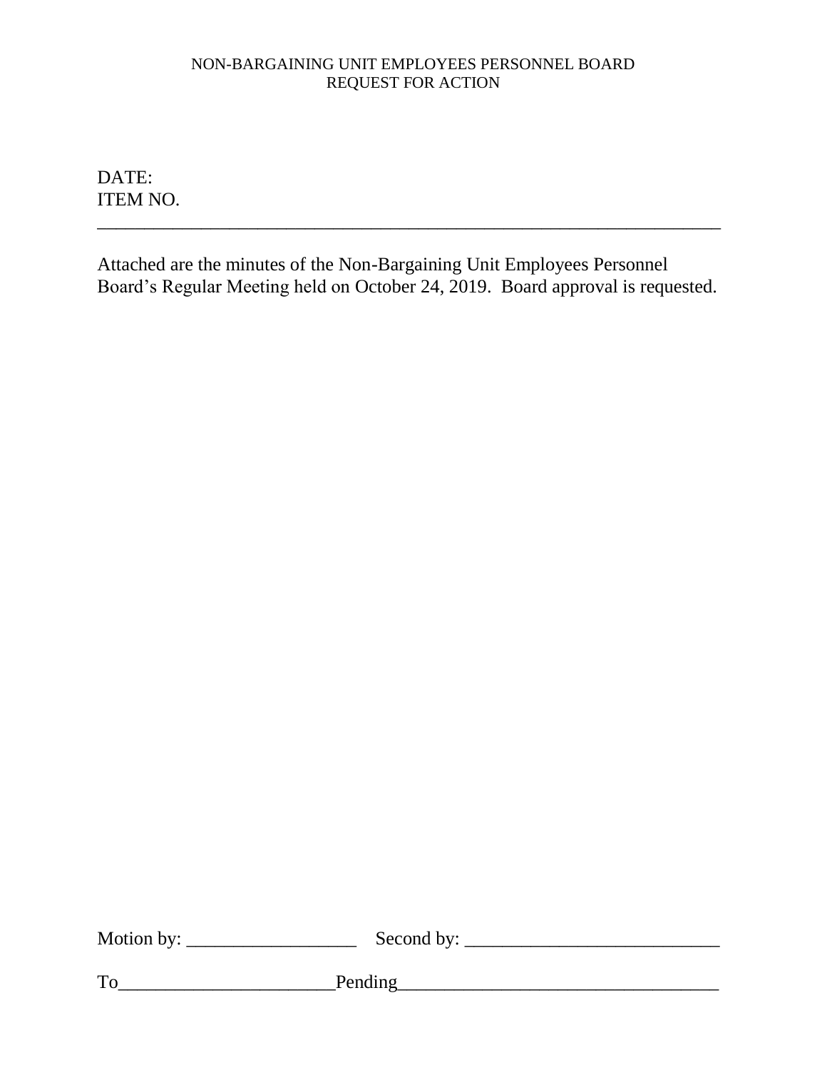NON-BARGAINING UNIT EMPLOYEES PERSONNEL BOARD
REQUEST FOR ACTION

DATE:
ITEM NO.

---

Attached are the minutes of the Non-Bargaining Unit Employees Personnel Board's Regular Meeting held on October 24, 2019. Board approval is requested.

Motion by: __________________ Second by: ___________________________

To______________________Pending__________________________________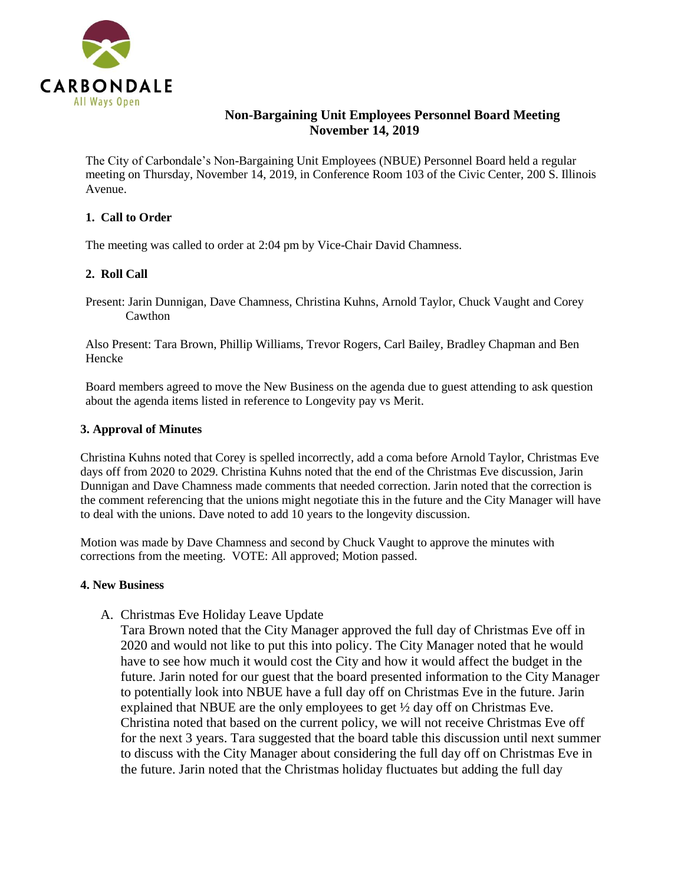CARBONDALE
All Ways Open

**Non-Bargaining Unit Employees Personnel Board Meeting**
**November 14, 2019**

The City of Carbondale's Non-Bargaining Unit Employees (NBUE) Personnel Board held a regular meeting on Thursday, November 14, 2019, in Conference Room 103 of the Civic Center, 200 S. Illinois Avenue.

**1. Call to Order**

The meeting was called to order at 2:04 pm by Vice-Chair David Chamness.

**2. Roll Call**

Present: Jarin Dunnigan, Dave Chamness, Christina Kuhns, Arnold Taylor, Chuck Vaught and Corey Cawthon

Also Present: Tara Brown, Phillip Williams, Trevor Rogers, Carl Bailey, Bradley Chapman and Ben Hencke

Board members agreed to move the New Business on the agenda due to guest attending to ask question about the agenda items listed in reference to Longevity pay vs Merit.

**3. Approval of Minutes**

Christina Kuhns noted that Corey is spelled incorrectly, add a coma before Arnold Taylor, Christmas Eve days off from 2020 to 2029. Christina Kuhns noted that the end of the Christmas Eve discussion, Jarin Dunnigan and Dave Chamness made comments that needed correction. Jarin noted that the correction is the comment referencing that the unions might negotiate this in the future and the City Manager will have to deal with the unions. Dave noted to add 10 years to the longevity discussion.

Motion was made by Dave Chamness and second by Chuck Vaught to approve the minutes with corrections from the meeting. VOTE: All approved; Motion passed.

**4. New Business**

A. Christmas Eve Holiday Leave Update
Tara Brown noted that the City Manager approved the full day of Christmas Eve off in 2020 and would not like to put this into policy. The City Manager noted that he would have to see how much it would cost the City and how it would affect the budget in the future. Jarin noted for our guest that the board presented information to the City Manager to potentially look into NBUE have a full day off on Christmas Eve in the future. Jarin explained that NBUE are the only employees to get ½ day off on Christmas Eve. Christina noted that based on the current policy, we will not receive Christmas Eve off for the next 3 years. Tara suggested that the board table this discussion until next summer to discuss with the City Manager about considering the full day off on Christmas Eve in the future. Jarin noted that the Christmas holiday fluctuates but adding the full day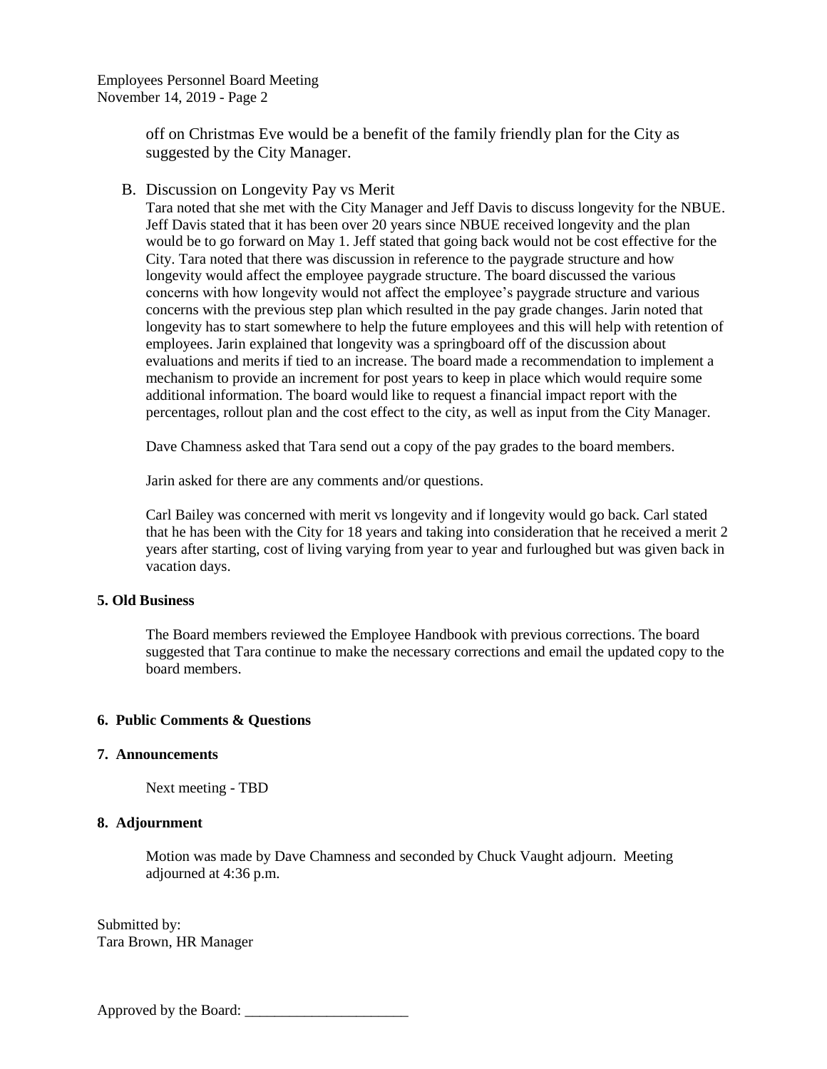off on Christmas Eve would be a benefit of the family friendly plan for the City as suggested by the City Manager.

B. Discussion on Longevity Pay vs Merit

Tara noted that she met with the City Manager and Jeff Davis to discuss longevity for the NBUE. Jeff Davis stated that it has been over 20 years since NBUE received longevity and the plan would be to go forward on May 1. Jeff stated that going back would not be cost effective for the City. Tara noted that there was discussion in reference to the paygrade structure and how longevity would affect the employee paygrade structure. The board discussed the various concerns with how longevity would not affect the employee's paygrade structure and various concerns with the previous step plan which resulted in the pay grade changes. Jarin noted that longevity has to start somewhere to help the future employees and this will help with retention of employees. Jarin explained that longevity was a springboard off of the discussion about evaluations and merits if tied to an increase. The board made a recommendation to implement a mechanism to provide an increment for post years to keep in place which would require some additional information. The board would like to request a financial impact report with the percentages, rollout plan and the cost effect to the city, as well as input from the City Manager.

Dave Chamness asked that Tara send out a copy of the pay grades to the board members.

Jarin asked for there are any comments and/or questions.

Carl Bailey was concerned with merit vs longevity and if longevity would go back. Carl stated that he has been with the City for 18 years and taking into consideration that he received a merit 2 years after starting, cost of living varying from year to year and furloughed but was given back in vacation days.

**5. Old Business**

The Board members reviewed the Employee Handbook with previous corrections. The board suggested that Tara continue to make the necessary corrections and email the updated copy to the board members.

**6. Public Comments & Questions**

**7. Announcements**

Next meeting - TBD

**8. Adjournment**

Motion was made by Dave Chamness and seconded by Chuck Vaught adjourn. Meeting adjourned at 4:36 p.m.

Submitted by:
Tara Brown, HR Manager

Approved by the Board: ______________________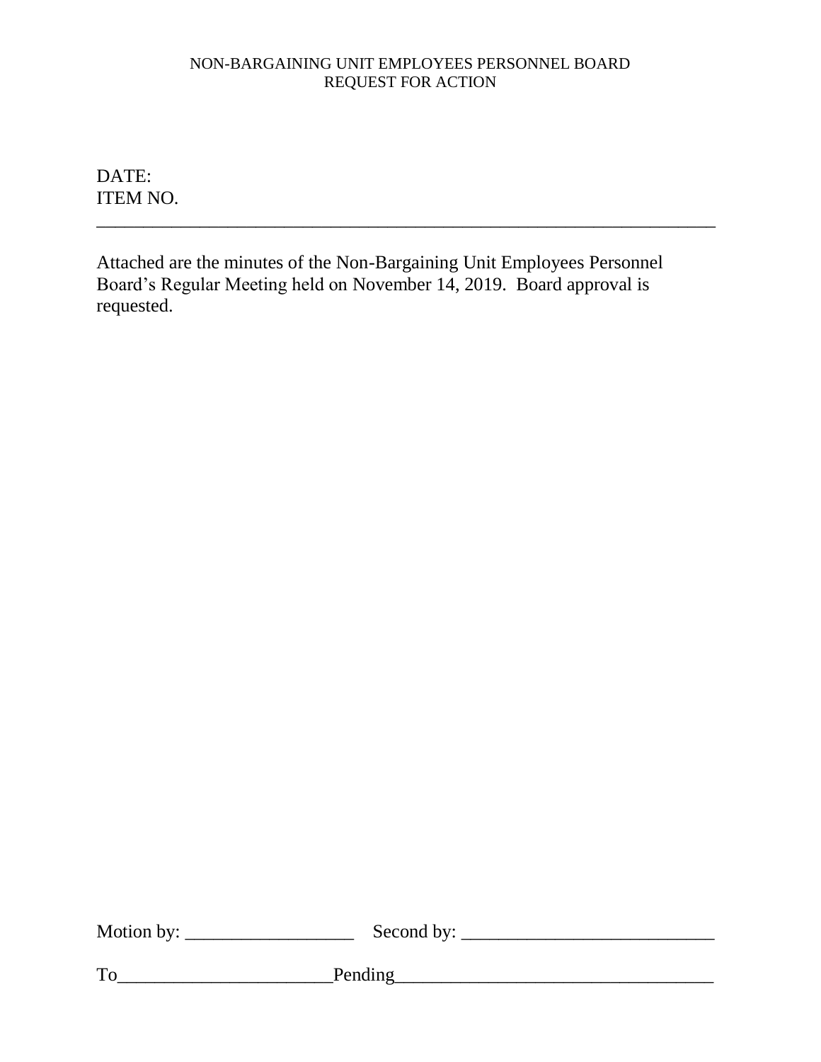NON-BARGAINING UNIT EMPLOYEES PERSONNEL BOARD
REQUEST FOR ACTION

DATE:
ITEM NO.

---

Attached are the minutes of the Non-Bargaining Unit Employees Personnel Board's Regular Meeting held on November 14, 2019. Board approval is requested.

Motion by: __________________ Second by: ___________________________

To______________________Pending__________________________________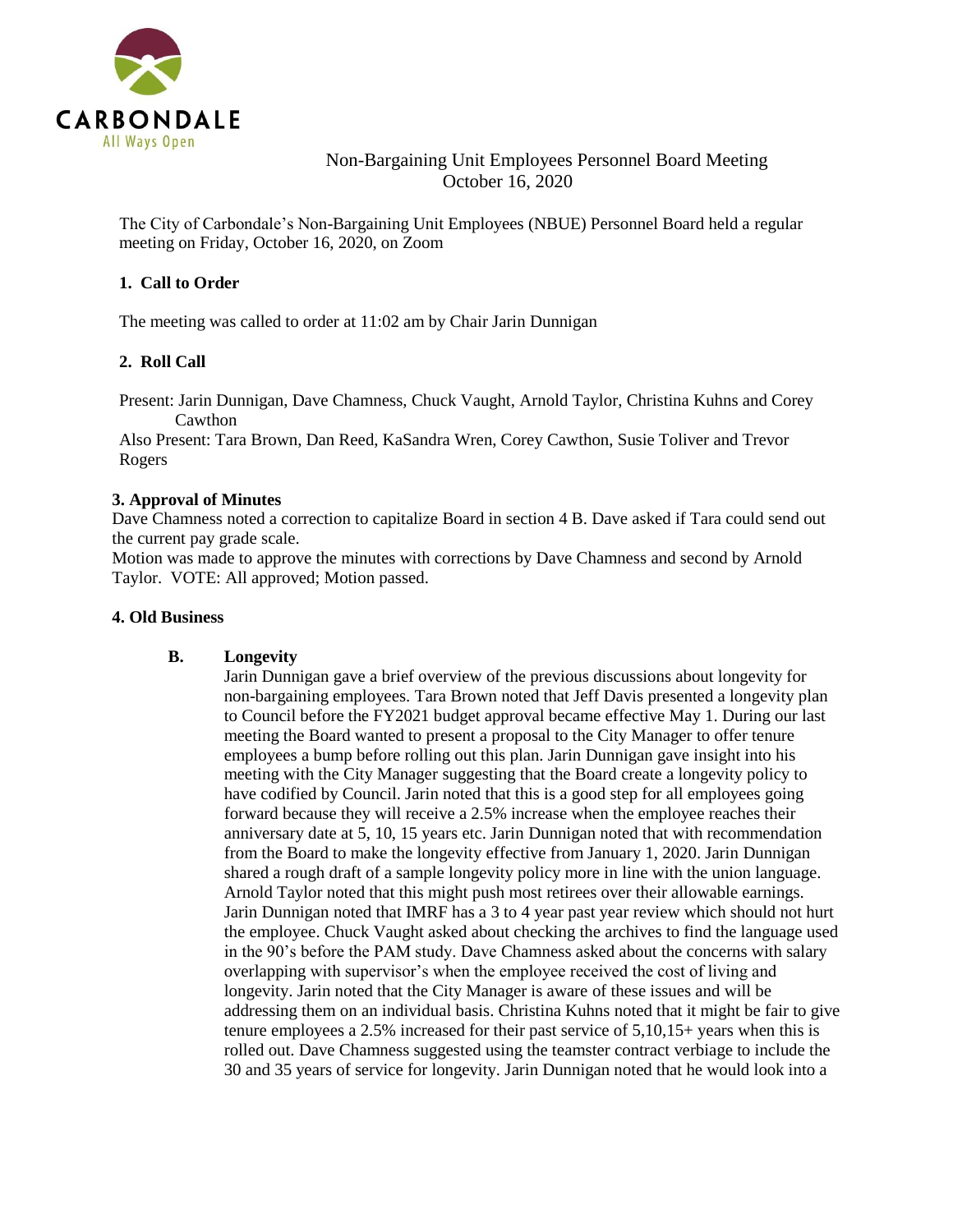CARBONDALE
All Ways Open

## Non-Bargaining Unit Employees Personnel Board Meeting
October 16, 2020

The City of Carbondale's Non-Bargaining Unit Employees (NBUE) Personnel Board held a regular meeting on Friday, October 16, 2020, on Zoom

### 1. Call to Order

The meeting was called to order at 11:02 am by Chair Jarin Dunnigan

### 2. Roll Call

Present: Jarin Dunnigan, Dave Chamness, Chuck Vaught, Arnold Taylor, Christina Kuhns and Corey Cawthon

Also Present: Tara Brown, Dan Reed, KaSandra Wren, Corey Cawthon, Susie Toliver and Trevor Rogers

### 3. Approval of Minutes

Dave Chamness noted a correction to capitalize Board in section 4 B. Dave asked if Tara could send out the current pay grade scale.

Motion was made to approve the minutes with corrections by Dave Chamness and second by Arnold Taylor. VOTE: All approved; Motion passed.

### 4. Old Business

**B. Longevity**

Jarin Dunnigan gave a brief overview of the previous discussions about longevity for non-bargaining employees. Tara Brown noted that Jeff Davis presented a longevity plan to Council before the FY2021 budget approval became effective May 1. During our last meeting the Board wanted to present a proposal to the City Manager to offer tenure employees a bump before rolling out this plan. Jarin Dunnigan gave insight into his meeting with the City Manager suggesting that the Board create a longevity policy to have codified by Council. Jarin noted that this is a good step for all employees going forward because they will receive a 2.5% increase when the employee reaches their anniversary date at 5, 10, 15 years etc. Jarin Dunnigan noted that with recommendation from the Board to make the longevity effective from January 1, 2020. Jarin Dunnigan shared a rough draft of a sample longevity policy more in line with the union language. Arnold Taylor noted that this might push most retirees over their allowable earnings. Jarin Dunnigan noted that IMRF has a 3 to 4 year past year review which should not hurt the employee. Chuck Vaught asked about checking the archives to find the language used in the 90's before the PAM study. Dave Chamness asked about the concerns with salary overlapping with supervisor's when the employee received the cost of living and longevity. Jarin noted that the City Manager is aware of these issues and will be addressing them on an individual basis. Christina Kuhns noted that it might be fair to give tenure employees a 2.5% increased for their past service of 5,10,15+ years when this is rolled out. Dave Chamness suggested using the teamster contract verbiage to include the 30 and 35 years of service for longevity. Jarin Dunnigan noted that he would look into a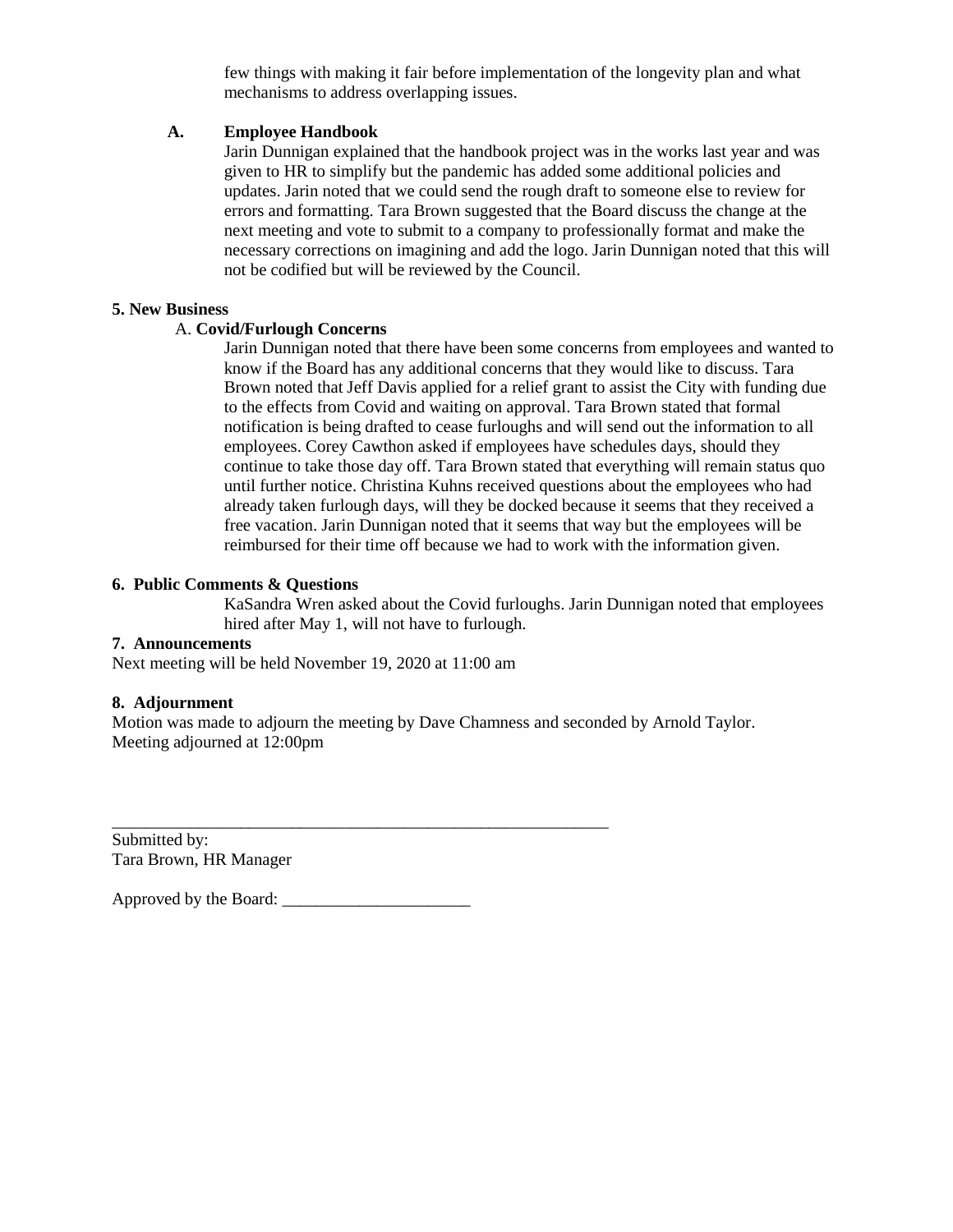few things with making it fair before implementation of the longevity plan and what mechanisms to address overlapping issues.

**A. Employee Handbook**

Jarin Dunnigan explained that the handbook project was in the works last year and was given to HR to simplify but the pandemic has added some additional policies and updates. Jarin noted that we could send the rough draft to someone else to review for errors and formatting. Tara Brown suggested that the Board discuss the change at the next meeting and vote to submit to a company to professionally format and make the necessary corrections on imagining and add the logo. Jarin Dunnigan noted that this will not be codified but will be reviewed by the Council.

**5. New Business**

A. **Covid/Furlough Concerns**

Jarin Dunnigan noted that there have been some concerns from employees and wanted to know if the Board has any additional concerns that they would like to discuss. Tara Brown noted that Jeff Davis applied for a relief grant to assist the City with funding due to the effects from Covid and waiting on approval. Tara Brown stated that formal notification is being drafted to cease furloughs and will send out the information to all employees. Corey Cawthon asked if employees have schedules days, should they continue to take those day off. Tara Brown stated that everything will remain status quo until further notice. Christina Kuhns received questions about the employees who had already taken furlough days, will they be docked because it seems that they received a free vacation. Jarin Dunnigan noted that it seems that way but the employees will be reimbursed for their time off because we had to work with the information given.

**6. Public Comments & Questions**

KaSandra Wren asked about the Covid furloughs. Jarin Dunnigan noted that employees hired after May 1, will not have to furlough.

**7. Announcements**

Next meeting will be held November 19, 2020 at 11:00 am

**8. Adjournment**

Motion was made to adjourn the meeting by Dave Chamness and seconded by Arnold Taylor. Meeting adjourned at 12:00pm

_______________________________________________________________

Submitted by:
Tara Brown, HR Manager

Approved by the Board: ______________________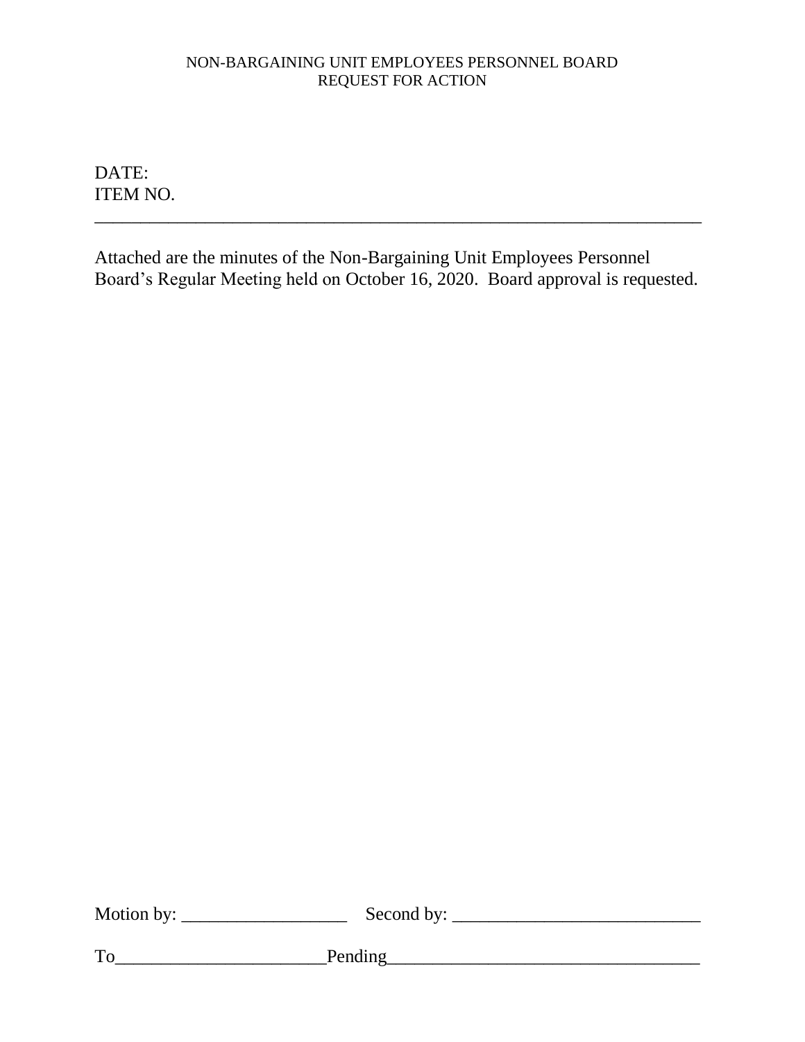NON-BARGAINING UNIT EMPLOYEES PERSONNEL BOARD
REQUEST FOR ACTION

DATE:
ITEM NO.

---

Attached are the minutes of the Non-Bargaining Unit Employees Personnel Board's Regular Meeting held on October 16, 2020. Board approval is requested.

Motion by: __________________ Second by: ___________________________

To______________________Pending__________________________________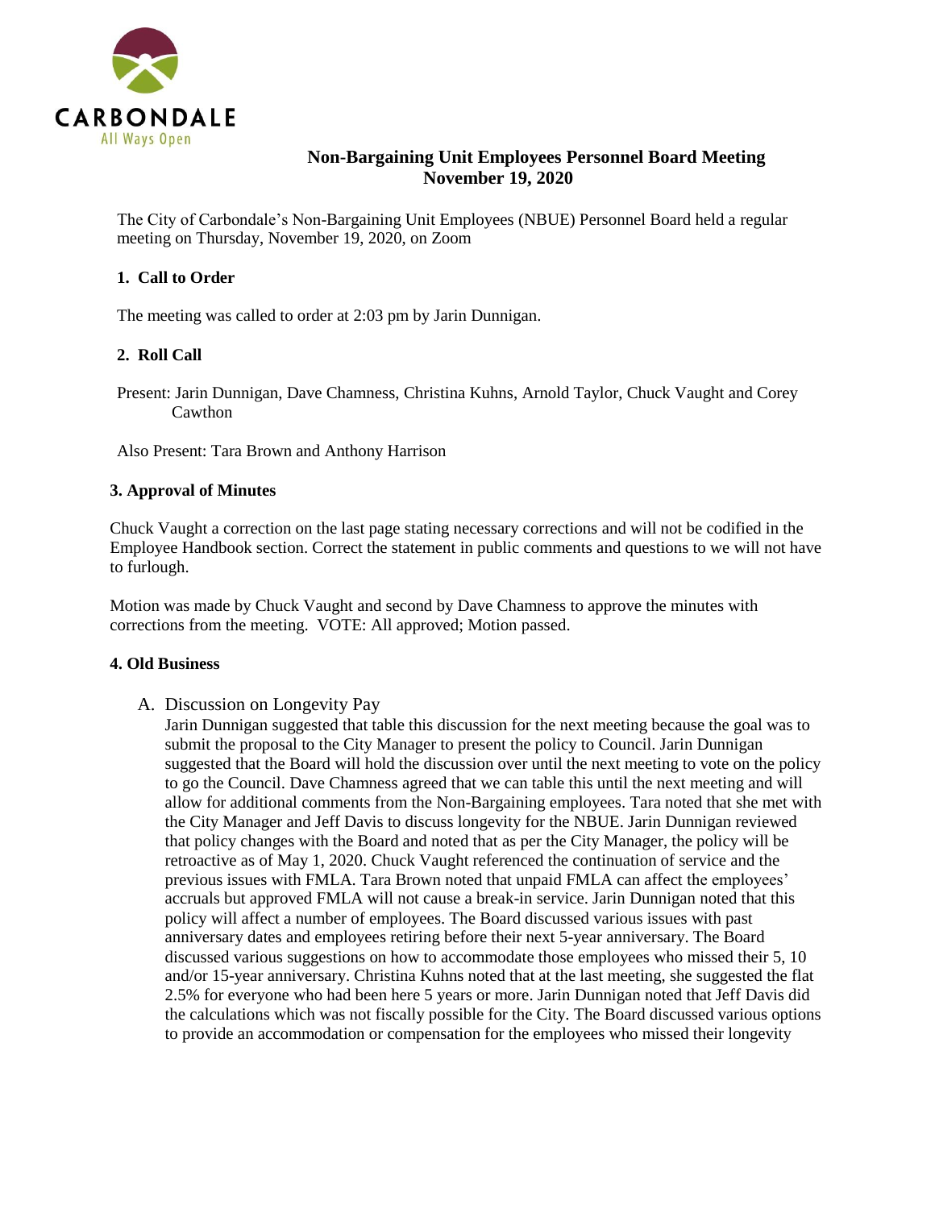## Non-Bargaining Unit Employees Personnel Board Meeting
## November 19, 2020

The City of Carbondale's Non-Bargaining Unit Employees (NBUE) Personnel Board held a regular meeting on Thursday, November 19, 2020, on Zoom

### 1. Call to Order

The meeting was called to order at 2:03 pm by Jarin Dunnigan.

### 2. Roll Call

Present: Jarin Dunnigan, Dave Chamness, Christina Kuhns, Arnold Taylor, Chuck Vaught and Corey Cawthon

Also Present: Tara Brown and Anthony Harrison

### 3. Approval of Minutes

Chuck Vaught a correction on the last page stating necessary corrections and will not be codified in the Employee Handbook section. Correct the statement in public comments and questions to we will not have to furlough.

Motion was made by Chuck Vaught and second by Dave Chamness to approve the minutes with corrections from the meeting. VOTE: All approved; Motion passed.

### 4. Old Business

A. Discussion on Longevity Pay

Jarin Dunnigan suggested that table this discussion for the next meeting because the goal was to submit the proposal to the City Manager to present the policy to Council. Jarin Dunnigan suggested that the Board will hold the discussion over until the next meeting to vote on the policy to go the Council. Dave Chamness agreed that we can table this until the next meeting and will allow for additional comments from the Non-Bargaining employees. Tara noted that she met with the City Manager and Jeff Davis to discuss longevity for the NBUE. Jarin Dunnigan reviewed that policy changes with the Board and noted that as per the City Manager, the policy will be retroactive as of May 1, 2020. Chuck Vaught referenced the continuation of service and the previous issues with FMLA. Tara Brown noted that unpaid FMLA can affect the employees' accruals but approved FMLA will not cause a break-in service. Jarin Dunnigan noted that this policy will affect a number of employees. The Board discussed various issues with past anniversary dates and employees retiring before their next 5-year anniversary. The Board discussed various suggestions on how to accommodate those employees who missed their 5, 10 and/or 15-year anniversary. Christina Kuhns noted that at the last meeting, she suggested the flat 2.5% for everyone who had been here 5 years or more. Jarin Dunnigan noted that Jeff Davis did the calculations which was not fiscally possible for the City. The Board discussed various options to provide an accommodation or compensation for the employees who missed their longevity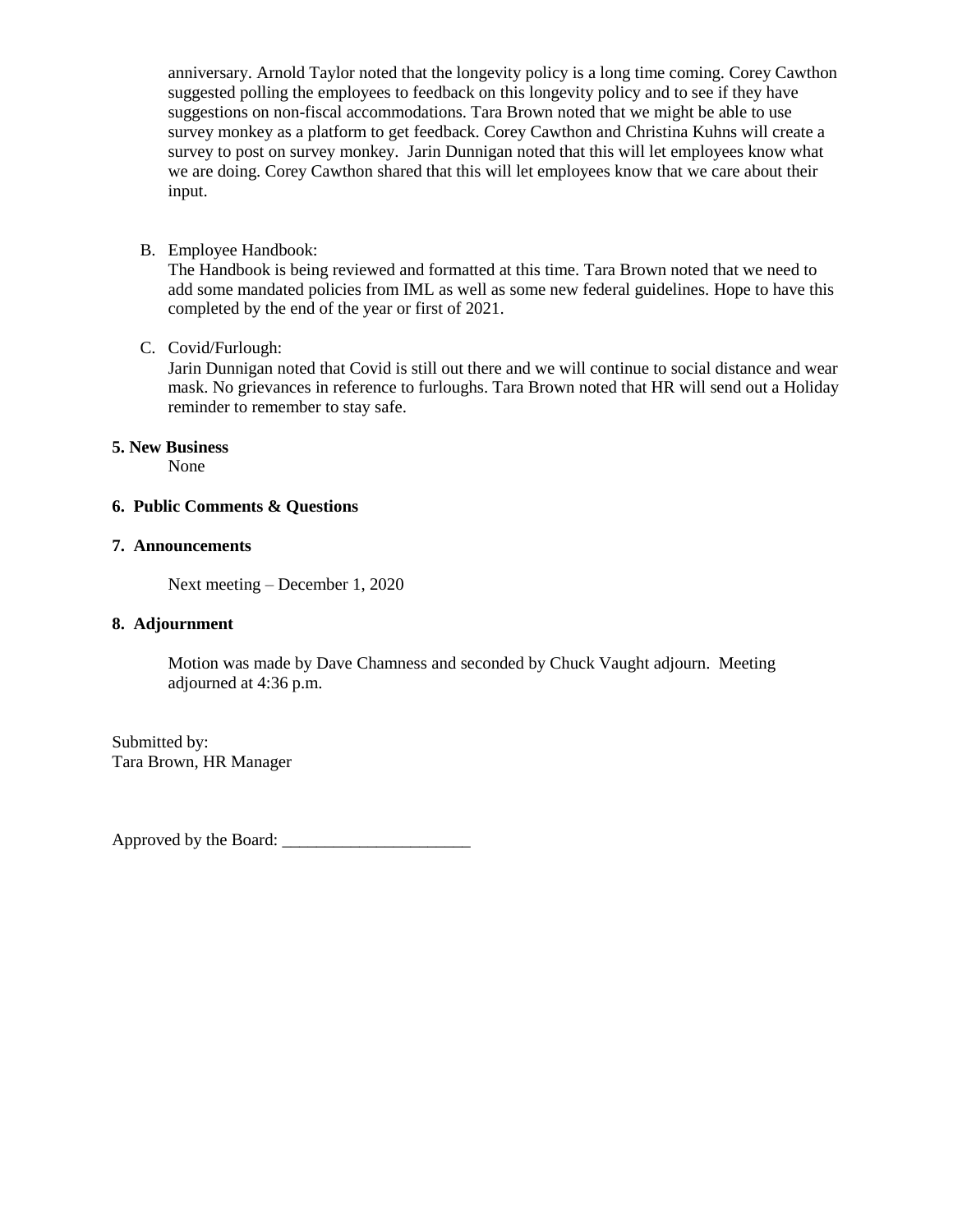anniversary. Arnold Taylor noted that the longevity policy is a long time coming. Corey Cawthon suggested polling the employees to feedback on this longevity policy and to see if they have suggestions on non-fiscal accommodations. Tara Brown noted that we might be able to use survey monkey as a platform to get feedback. Corey Cawthon and Christina Kuhns will create a survey to post on survey monkey. Jarin Dunnigan noted that this will let employees know what we are doing. Corey Cawthon shared that this will let employees know that we care about their input.

B. Employee Handbook:
The Handbook is being reviewed and formatted at this time. Tara Brown noted that we need to add some mandated policies from IML as well as some new federal guidelines. Hope to have this completed by the end of the year or first of 2021.

C. Covid/Furlough:
Jarin Dunnigan noted that Covid is still out there and we will continue to social distance and wear mask. No grievances in reference to furloughs. Tara Brown noted that HR will send out a Holiday reminder to remember to stay safe.

**5. New Business**

None

**6. Public Comments & Questions**

**7. Announcements**

Next meeting – December 1, 2020

**8. Adjournment**

Motion was made by Dave Chamness and seconded by Chuck Vaught adjourn. Meeting adjourned at 4:36 p.m.

Submitted by:
Tara Brown, HR Manager

Approved by the Board: ______________________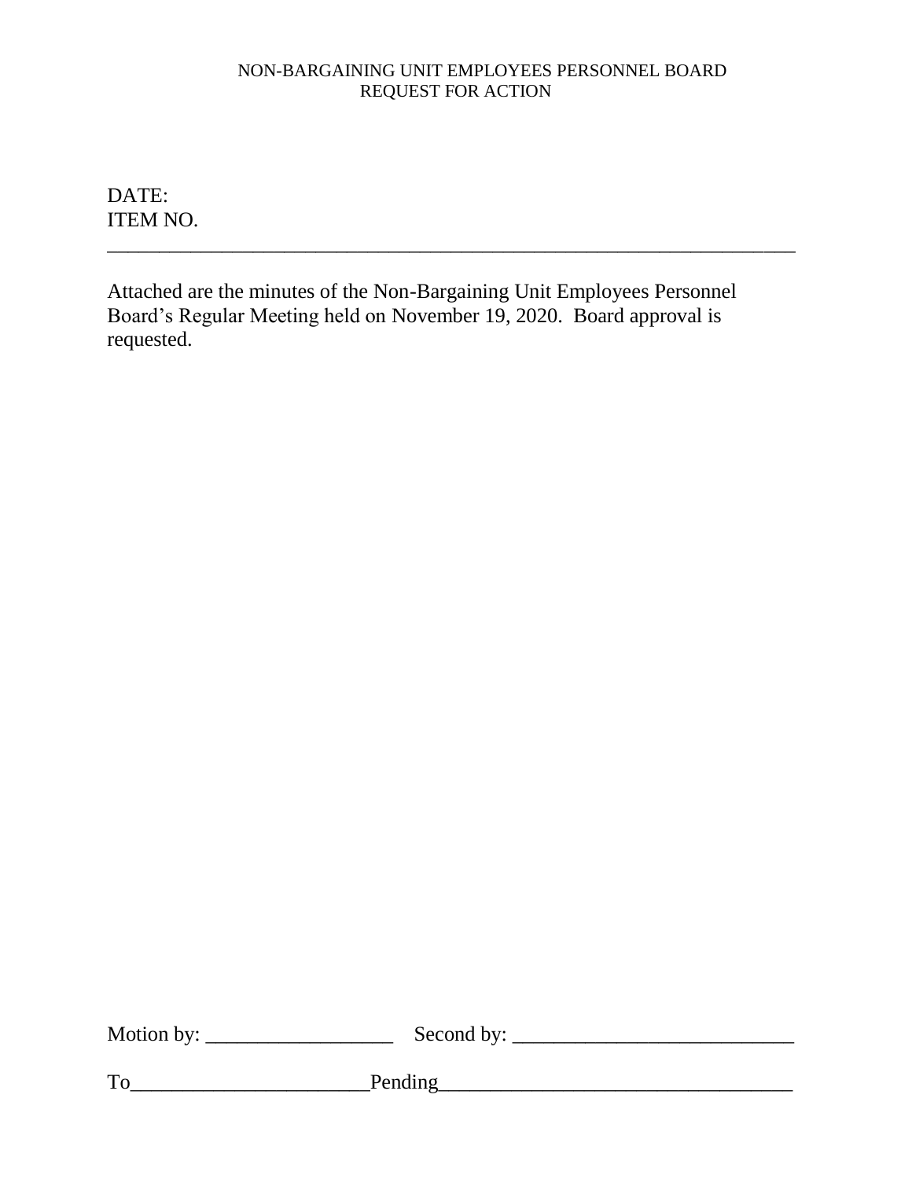NON-BARGAINING UNIT EMPLOYEES PERSONNEL BOARD
REQUEST FOR ACTION

DATE:
ITEM NO.

---

Attached are the minutes of the Non-Bargaining Unit Employees Personnel Board's Regular Meeting held on November 19, 2020. Board approval is requested.

Motion by: __________________ Second by: ___________________________

To______________________Pending_________________________________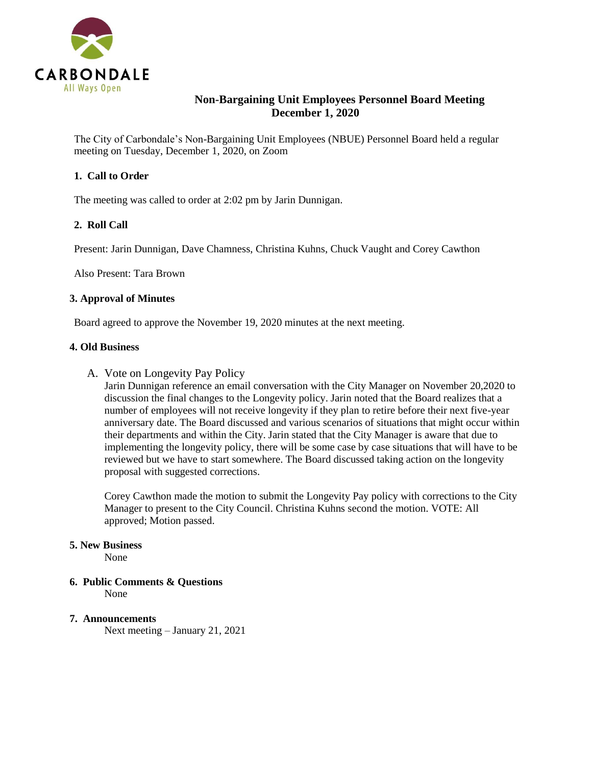CARBONDALE
All Ways Open

# Non-Bargaining Unit Employees Personnel Board Meeting
## December 1, 2020

The City of Carbondale's Non-Bargaining Unit Employees (NBUE) Personnel Board held a regular meeting on Tuesday, December 1, 2020, on Zoom

### 1. Call to Order

The meeting was called to order at 2:02 pm by Jarin Dunnigan.

### 2. Roll Call

Present: Jarin Dunnigan, Dave Chamness, Christina Kuhns, Chuck Vaught and Corey Cawthon

Also Present: Tara Brown

### 3. Approval of Minutes

Board agreed to approve the November 19, 2020 minutes at the next meeting.

### 4. Old Business

A. Vote on Longevity Pay Policy

Jarin Dunnigan reference an email conversation with the City Manager on November 20,2020 to discussion the final changes to the Longevity policy. Jarin noted that the Board realizes that a number of employees will not receive longevity if they plan to retire before their next five-year anniversary date. The Board discussed and various scenarios of situations that might occur within their departments and within the City. Jarin stated that the City Manager is aware that due to implementing the longevity policy, there will be some case by case situations that will have to be reviewed but we have to start somewhere. The Board discussed taking action on the longevity proposal with suggested corrections.

Corey Cawthon made the motion to submit the Longevity Pay policy with corrections to the City Manager to present to the City Council. Christina Kuhns second the motion. VOTE: All approved; Motion passed.

### 5. New Business

None

### 6. Public Comments & Questions

None

### 7. Announcements

Next meeting – January 21, 2021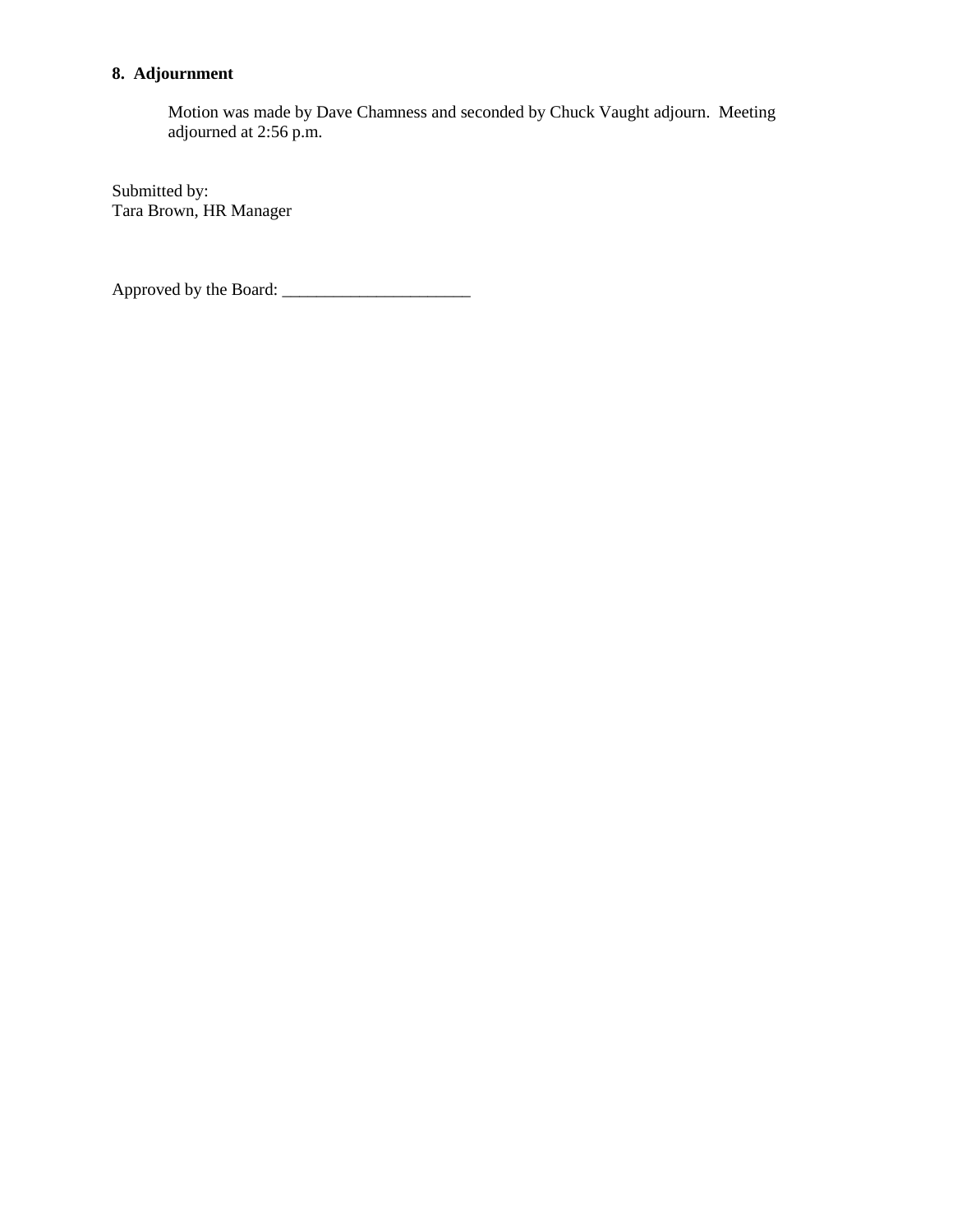**8. Adjournment**

Motion was made by Dave Chamness and seconded by Chuck Vaught adjourn. Meeting adjourned at 2:56 p.m.

Submitted by:
Tara Brown, HR Manager

Approved by the Board: ______________________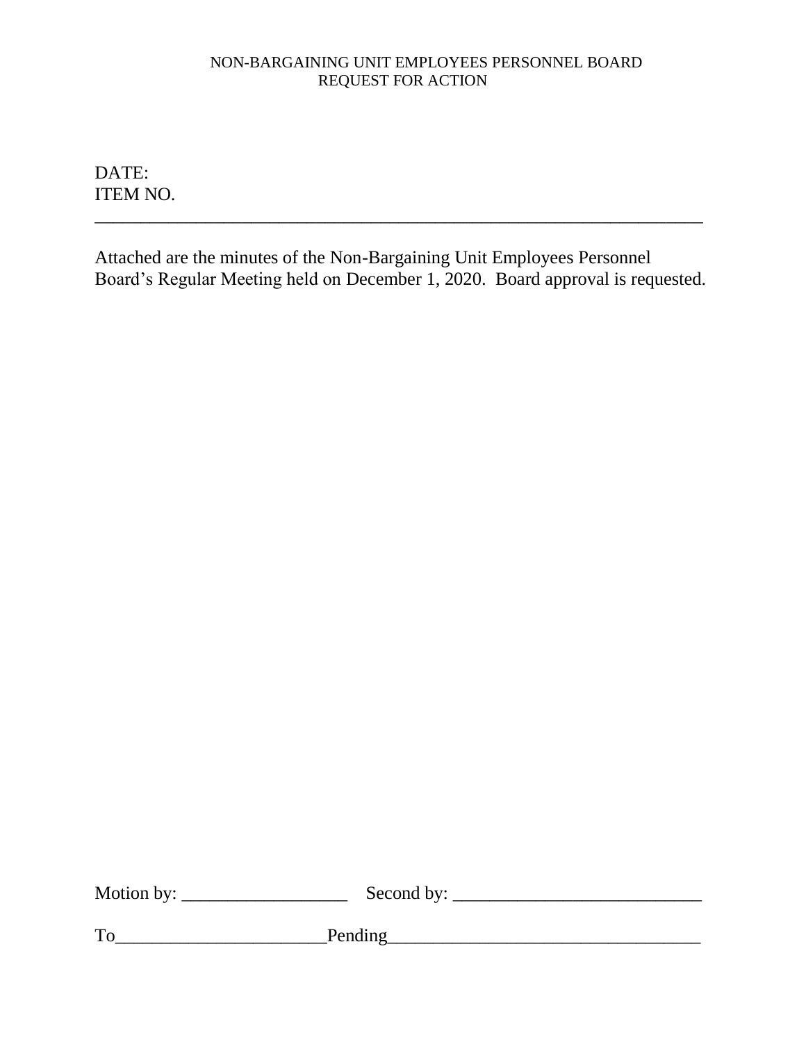NON-BARGAINING UNIT EMPLOYEES PERSONNEL BOARD
REQUEST FOR ACTION

DATE:
ITEM NO.

---

Attached are the minutes of the Non-Bargaining Unit Employees Personnel Board's Regular Meeting held on December 1, 2020. Board approval is requested.

Motion by: __________________ Second by: ___________________________

To_______________________Pending__________________________________